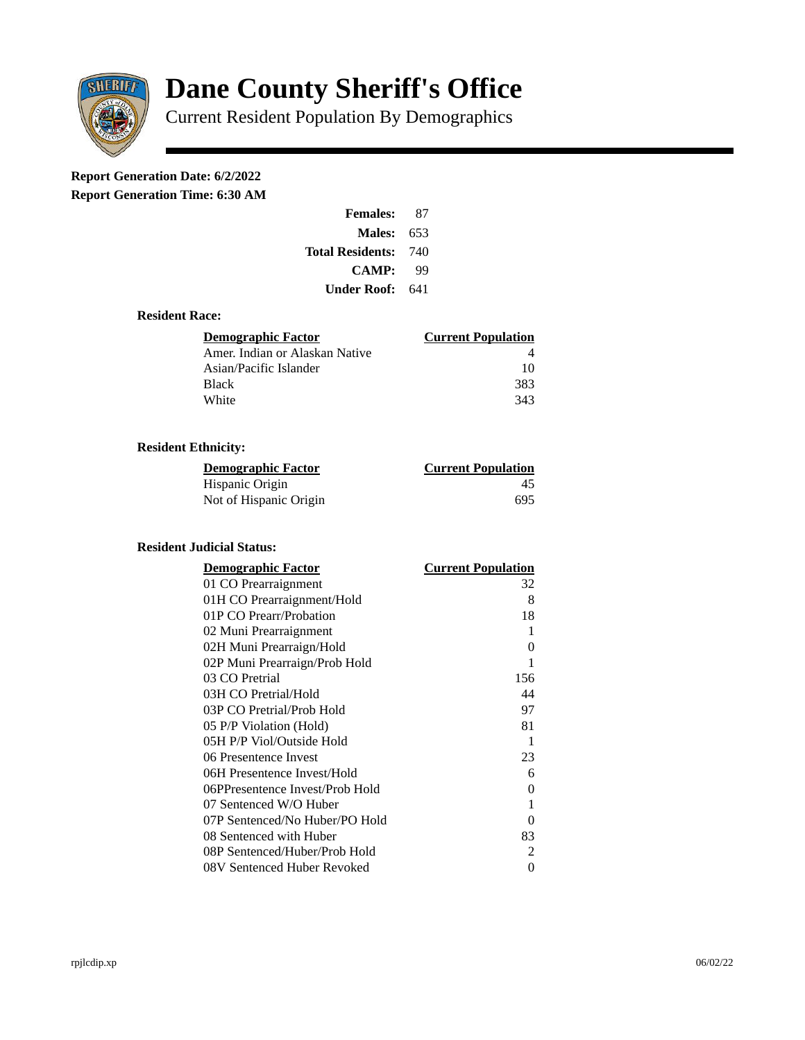# Dane County Sheriff's Office

Current Resident Population By Demographics

**Report Generation Date: 6/2/2022**

**Report Generation Time: 6:30 AM**

| | |
|---|---|
| **Females:** | 87 |
| **Males:** | 653 |
| **Total Residents:** | 740 |
| **CAMP:** | 99 |
| **Under Roof:** | 641 |

### Resident Race:

| Demographic Factor | Current Population |
|---|---|
| Amer. Indian or Alaskan Native | 4 |
| Asian/Pacific Islander | 10 |
| Black | 383 |
| White | 343 |

### Resident Ethnicity:

| Demographic Factor | Current Population |
|---|---|
| Hispanic Origin | 45 |
| Not of Hispanic Origin | 695 |

### Resident Judicial Status:

| Demographic Factor | Current Population |
|---|---|
| 01 CO Prearraignment | 32 |
| 01H CO Prearraignment/Hold | 8 |
| 01P CO Prearr/Probation | 18 |
| 02 Muni Prearraignment | 1 |
| 02H Muni Prearraign/Hold | 0 |
| 02P Muni Prearraign/Prob Hold | 1 |
| 03 CO Pretrial | 156 |
| 03H CO Pretrial/Hold | 44 |
| 03P CO Pretrial/Prob Hold | 97 |
| 05 P/P Violation (Hold) | 81 |
| 05H P/P Viol/Outside Hold | 1 |
| 06 Presentence Invest | 23 |
| 06H Presentence Invest/Hold | 6 |
| 06PPresentence Invest/Prob Hold | 0 |
| 07 Sentenced W/O Huber | 1 |
| 07P Sentenced/No Huber/PO Hold | 0 |
| 08 Sentenced with Huber | 83 |
| 08P Sentenced/Huber/Prob Hold | 2 |
| 08V Sentenced Huber Revoked | 0 |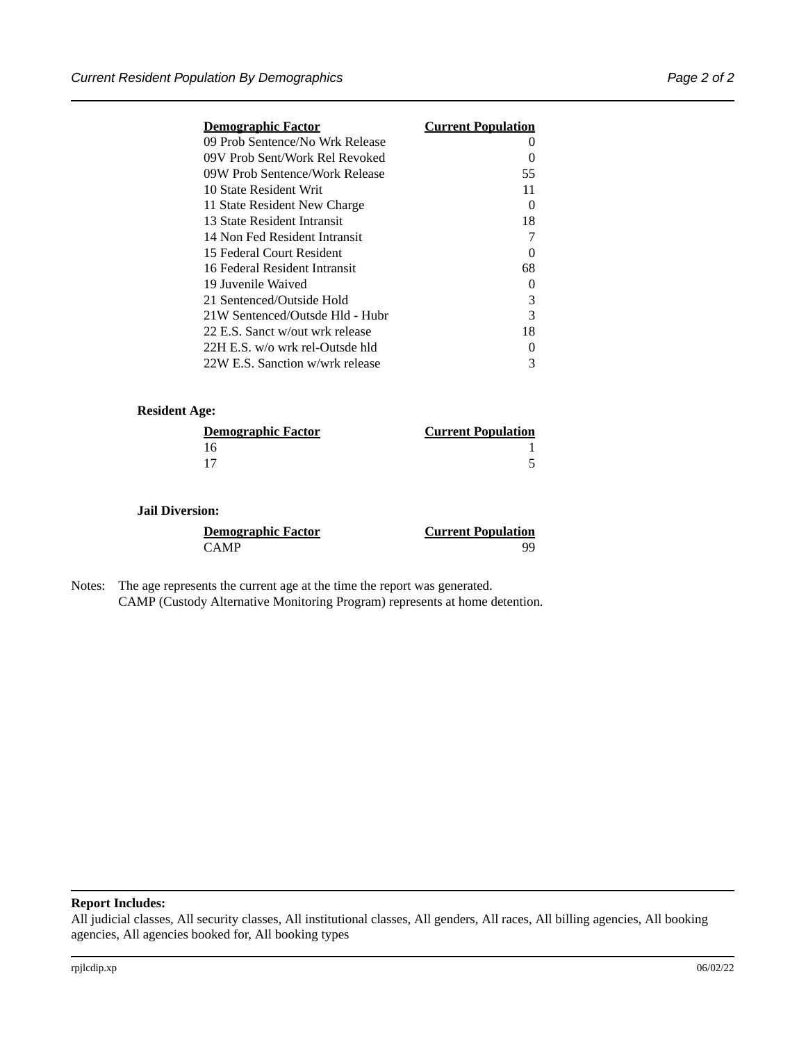| Demographic Factor | Current Population |
| --- | --- |
| 09 Prob Sentence/No Wrk Release | 0 |
| 09V Prob Sent/Work Rel Revoked | 0 |
| 09W Prob Sentence/Work Release | 55 |
| 10 State Resident Writ | 11 |
| 11 State Resident New Charge | 0 |
| 13 State Resident Intransit | 18 |
| 14 Non Fed Resident Intransit | 7 |
| 15 Federal Court Resident | 0 |
| 16 Federal Resident Intransit | 68 |
| 19 Juvenile Waived | 0 |
| 21 Sentenced/Outside Hold | 3 |
| 21W Sentenced/Outsde Hld - Hubr | 3 |
| 22 E.S. Sanct w/out wrk release | 18 |
| 22H E.S. w/o wrk rel-Outsde hld | 0 |
| 22W E.S. Sanction w/wrk release | 3 |

**Resident Age:**

| Demographic Factor | Current Population |
| --- | --- |
| 16 | 1 |
| 17 | 5 |

**Jail Diversion:**

| Demographic Factor | Current Population |
| --- | --- |
| CAMP | 99 |

Notes: The age represents the current age at the time the report was generated.
CAMP (Custody Alternative Monitoring Program) represents at home detention.

**Report Includes:**

All judicial classes, All security classes, All institutional classes, All genders, All races, All billing agencies, All booking agencies, All agencies booked for, All booking types

rpjlcdip.xp 06/02/22